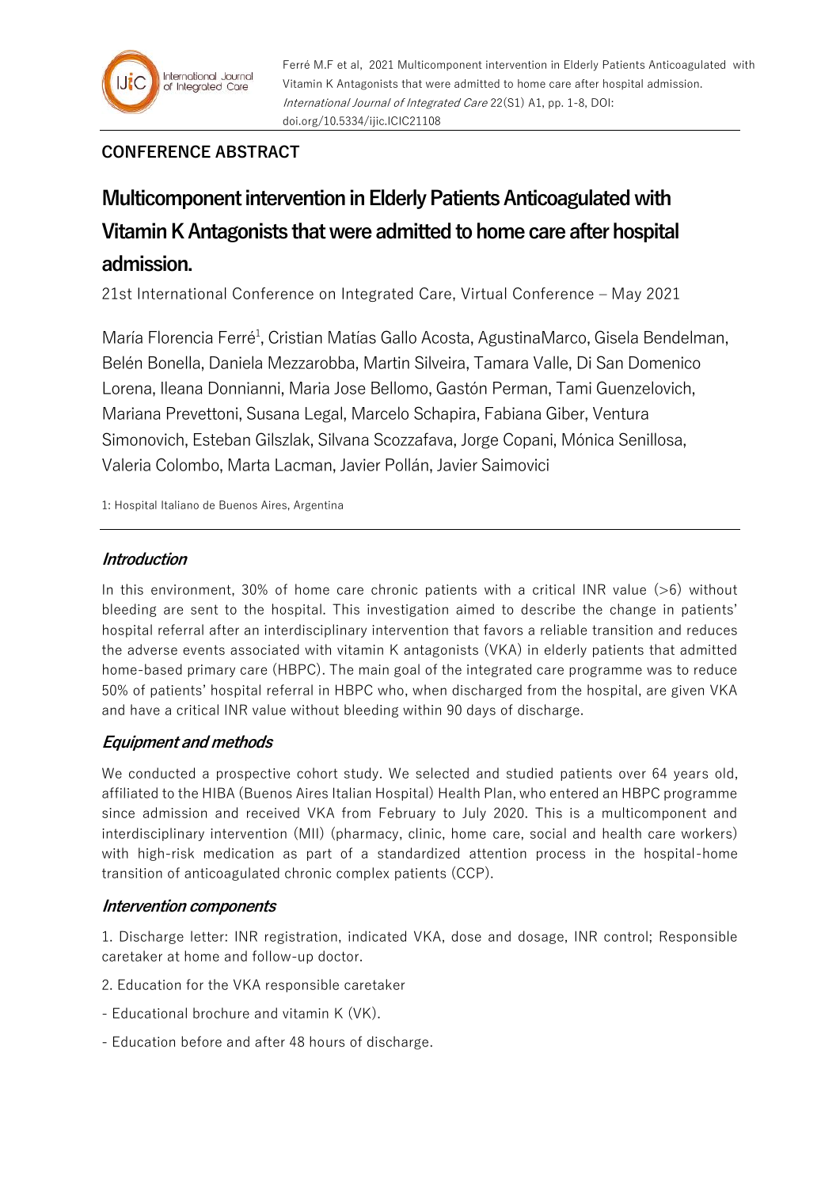Ferré M.F et al, 2021 Multicomponent intervention in Elderly Patients Anticoagulated with Vitamin K Antagonists that were admitted to home care after hospital admission. *International Journal of Integrated Care* 22(S1) A1, pp. 1-8, DOI: doi.org/10.5334/ijic.ICIC21108

**CONFERENCE ABSTRACT**

# Multicomponent intervention in Elderly Patients Anticoagulated with Vitamin K Antagonists that were admitted to home care after hospital admission.

21st International Conference on Integrated Care, Virtual Conference – May 2021

María Florencia Ferré[1], Cristian Matías Gallo Acosta, AgustinaMarco, Gisela Bendelman, Belén Bonella, Daniela Mezzarobba, Martin Silveira, Tamara Valle, Di San Domenico Lorena, Ileana Donnianni, Maria Jose Bellomo, Gastón Perman, Tami Guenzelovich, Mariana Prevettoni, Susana Legal, Marcelo Schapira, Fabiana Giber, Ventura Simonovich, Esteban Gilszlak, Silvana Scozzafava, Jorge Copani, Mónica Senillosa, Valeria Colombo, Marta Lacman, Javier Pollán, Javier Saimovici

1: Hospital Italiano de Buenos Aires, Argentina

## *Introduction*

In this environment, 30% of home care chronic patients with a critical INR value (>6) without bleeding are sent to the hospital. This investigation aimed to describe the change in patients' hospital referral after an interdisciplinary intervention that favors a reliable transition and reduces the adverse events associated with vitamin K antagonists (VKA) in elderly patients that admitted home-based primary care (HBPC). The main goal of the integrated care programme was to reduce 50% of patients' hospital referral in HBPC who, when discharged from the hospital, are given VKA and have a critical INR value without bleeding within 90 days of discharge.

## *Equipment and methods*

We conducted a prospective cohort study. We selected and studied patients over 64 years old, affiliated to the HIBA (Buenos Aires Italian Hospital) Health Plan, who entered an HBPC programme since admission and received VKA from February to July 2020. This is a multicomponent and interdisciplinary intervention (MII) (pharmacy, clinic, home care, social and health care workers) with high-risk medication as part of a standardized attention process in the hospital-home transition of anticoagulated chronic complex patients (CCP).

## *Intervention components*

1. Discharge letter: INR registration, indicated VKA, dose and dosage, INR control; Responsible caretaker at home and follow-up doctor.

2. Education for the VKA responsible caretaker

- Educational brochure and vitamin K (VK).

- Education before and after 48 hours of discharge.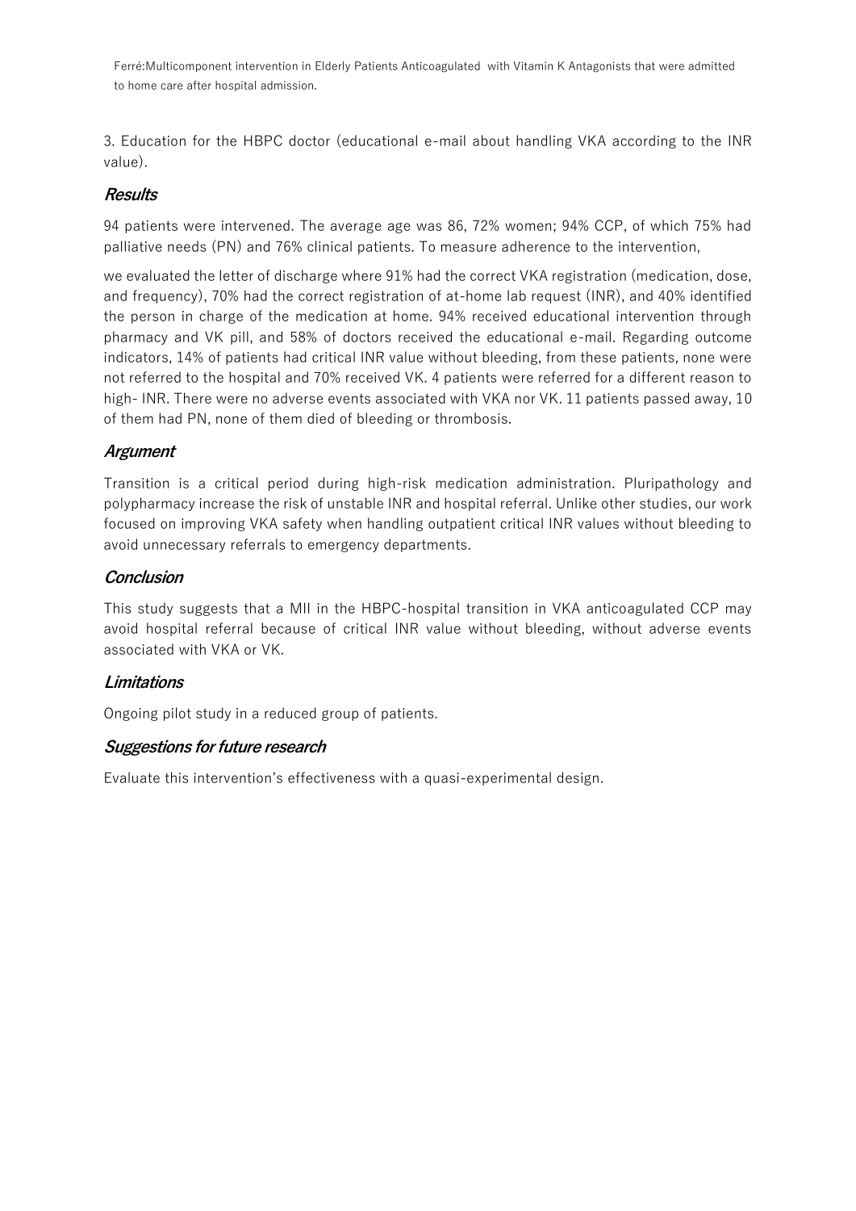3. Education for the HBPC doctor (educational e-mail about handling VKA according to the INR value).

## *Results*

94 patients were intervened. The average age was 86, 72% women; 94% CCP, of which 75% had palliative needs (PN) and 76% clinical patients. To measure adherence to the intervention,

we evaluated the letter of discharge where 91% had the correct VKA registration (medication, dose, and frequency), 70% had the correct registration of at-home lab request (INR), and 40% identified the person in charge of the medication at home. 94% received educational intervention through pharmacy and VK pill, and 58% of doctors received the educational e-mail. Regarding outcome indicators, 14% of patients had critical INR value without bleeding, from these patients, none were not referred to the hospital and 70% received VK. 4 patients were referred for a different reason to high- INR. There were no adverse events associated with VKA nor VK. 11 patients passed away, 10 of them had PN, none of them died of bleeding or thrombosis.

## *Argument*

Transition is a critical period during high-risk medication administration. Pluripathology and polypharmacy increase the risk of unstable INR and hospital referral. Unlike other studies, our work focused on improving VKA safety when handling outpatient critical INR values without bleeding to avoid unnecessary referrals to emergency departments.

## *Conclusion*

This study suggests that a MII in the HBPC-hospital transition in VKA anticoagulated CCP may avoid hospital referral because of critical INR value without bleeding, without adverse events associated with VKA or VK.

## *Limitations*

Ongoing pilot study in a reduced group of patients.

## *Suggestions for future research*

Evaluate this intervention's effectiveness with a quasi-experimental design.